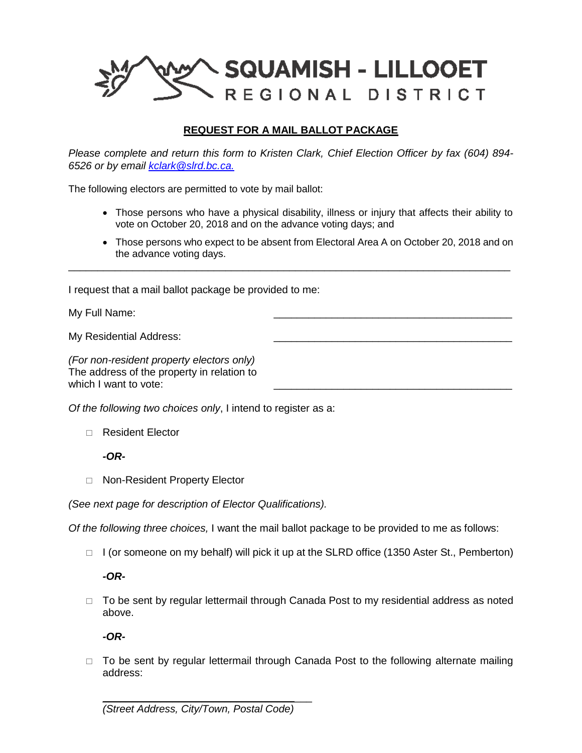# SQUAMISH - LILLOOET REGIONAL DISTRICT

## REQUEST FOR A MAIL BALLOT PACKAGE

*Please complete and return this form to Kristen Clark, Chief Election Officer by fax (604) 894-6526 or by email [kclark@slrd.bc.ca.](mailto:kclark@slrd.bc.ca)*

The following electors are permitted to vote by mail ballot:

- Those persons who have a physical disability, illness or injury that affects their ability to vote on October 20, 2018 and on the advance voting days; and
- Those persons who expect to be absent from Electoral Area A on October 20, 2018 and on the advance voting days.

---

I request that a mail ballot package be provided to me:

My Full Name: ______________________________________

My Residential Address: ______________________________________

*(For non-resident property electors only)*
The address of the property in relation to which I want to vote: ______________________________________

*Of the following two choices only*, I intend to register as a:

□ Resident Elector

***-OR-***

□ Non-Resident Property Elector

*(See next page for description of Elector Qualifications).*

*Of the following three choices,* I want the mail ballot package to be provided to me as follows:

□ I (or someone on my behalf) will pick it up at the SLRD office (1350 Aster St., Pemberton)

***-OR-***

□ To be sent by regular lettermail through Canada Post to my residential address as noted above.

***-OR-***

□ To be sent by regular lettermail through Canada Post to the following alternate mailing address:

______________________________________
*(Street Address, City/Town, Postal Code)*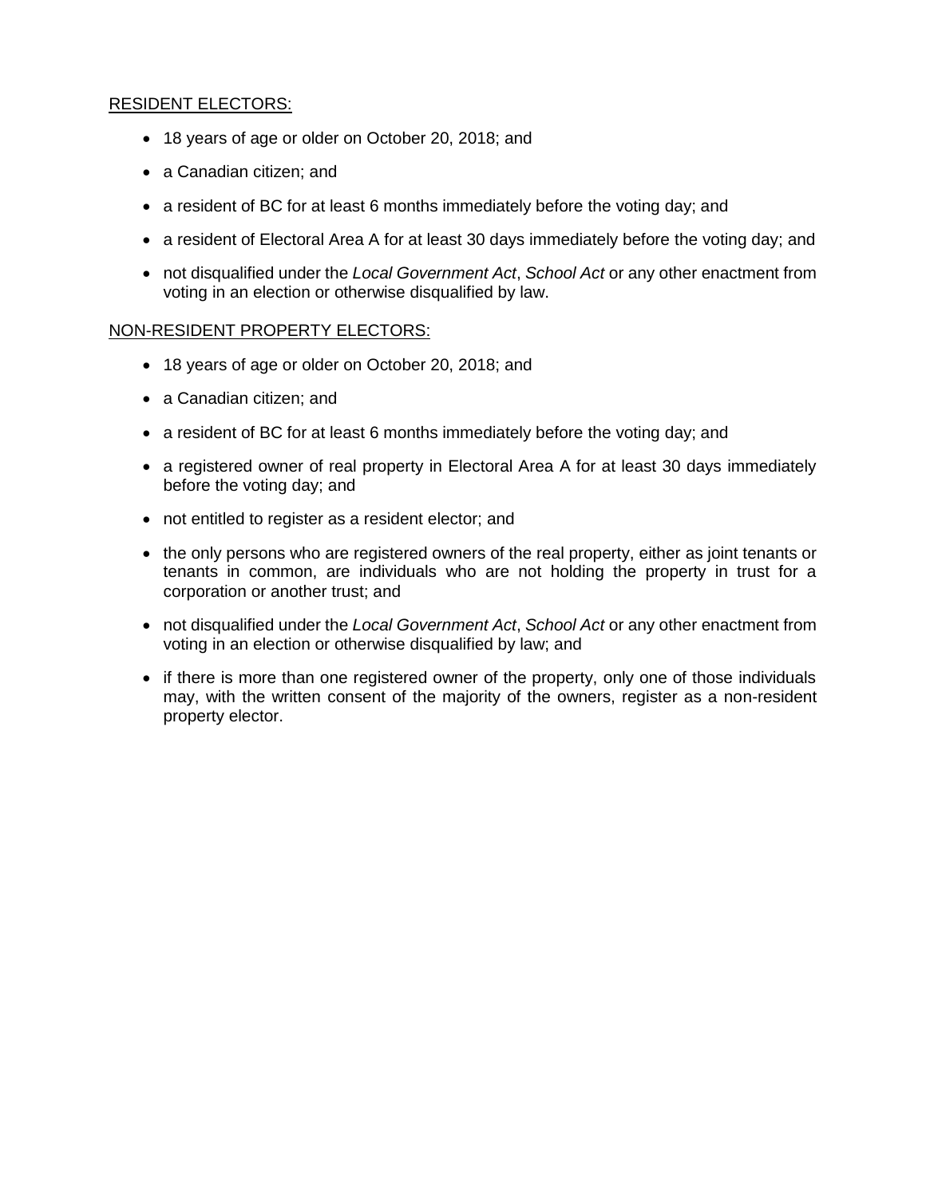RESIDENT ELECTORS:

- 18 years of age or older on October 20, 2018; and
- a Canadian citizen; and
- a resident of BC for at least 6 months immediately before the voting day; and
- a resident of Electoral Area A for at least 30 days immediately before the voting day; and
- not disqualified under the *Local Government Act*, *School Act* or any other enactment from voting in an election or otherwise disqualified by law.

NON-RESIDENT PROPERTY ELECTORS:

- 18 years of age or older on October 20, 2018; and
- a Canadian citizen; and
- a resident of BC for at least 6 months immediately before the voting day; and
- a registered owner of real property in Electoral Area A for at least 30 days immediately before the voting day; and
- not entitled to register as a resident elector; and
- the only persons who are registered owners of the real property, either as joint tenants or tenants in common, are individuals who are not holding the property in trust for a corporation or another trust; and
- not disqualified under the *Local Government Act*, *School Act* or any other enactment from voting in an election or otherwise disqualified by law; and
- if there is more than one registered owner of the property, only one of those individuals may, with the written consent of the majority of the owners, register as a non-resident property elector.